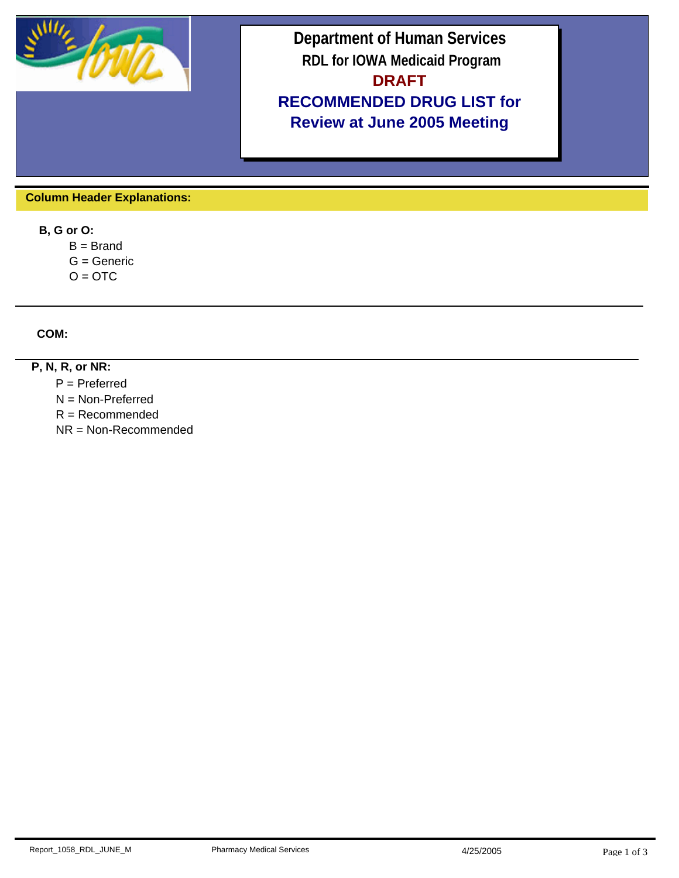# Department of Human Services

## RDL for IOWA Medicaid Program

## DRAFT

## RECOMMENDED DRUG LIST for Review at June 2005 Meeting

**Column Header Explanations:**

**B, G or O:**

B = Brand
G = Generic
O = OTC

**COM:**

**P, N, R, or NR:**

P = Preferred
N = Non-Preferred
R = Recommended
NR = Non-Recommended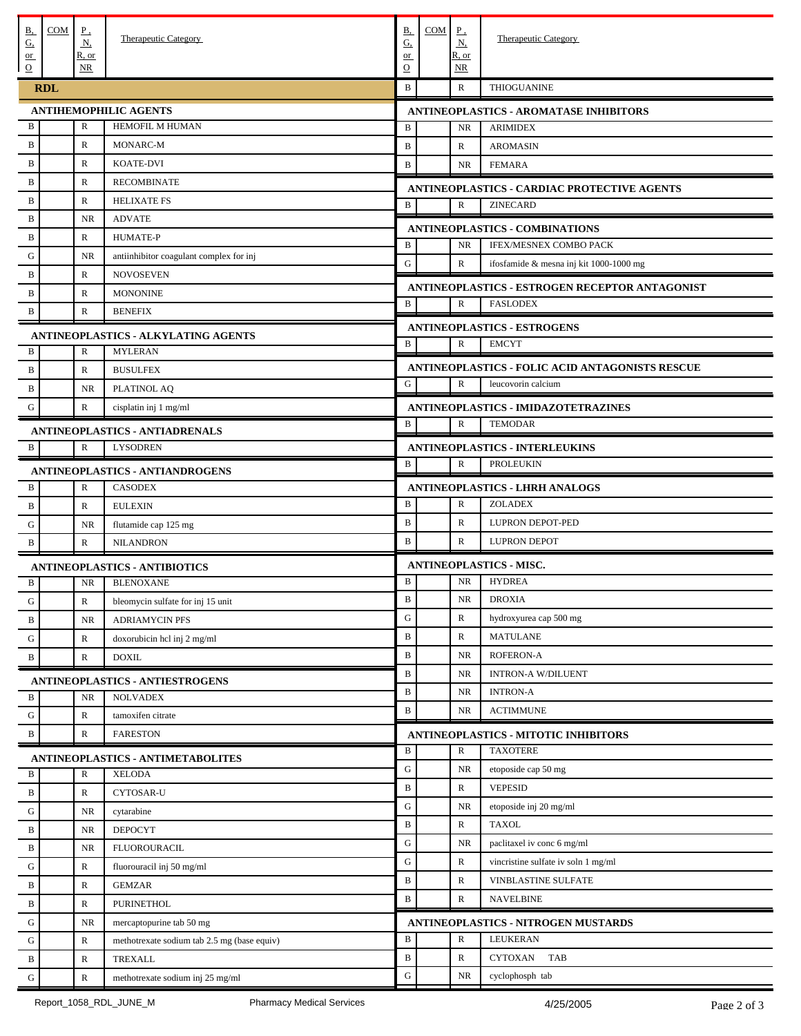| B, G, or O | COM | P, N, R, or NR | Therapeutic Category |
|---|---|---|---|
| **RDL** | | | |
| **ANTIHEMOPHILIC AGENTS** | | | |
| B | | R | HEMOFIL M HUMAN |
| B | | R | MONARC-M |
| B | | R | KOATE-DVI |
| B | | R | RECOMBINATE |
| B | | R | HELIXATE FS |
| B | | NR | ADVATE |
| B | | R | HUMATE-P |
| G | | NR | antiinhibitor coagulant complex for inj |
| B | | R | NOVOSEVEN |
| B | | R | MONONINE |
| B | | R | BENEFIX |
| **ANTINEOPLASTICS - ALKYLATING AGENTS** | | | |
| B | | R | MYLERAN |
| B | | R | BUSULFEX |
| B | | NR | PLATINOL AQ |
| G | | R | cisplatin inj 1 mg/ml |
| **ANTINEOPLASTICS - ANTIADRENALS** | | | |
| B | | R | LYSODREN |
| **ANTINEOPLASTICS - ANTIANDROGENS** | | | |
| B | | R | CASODEX |
| B | | R | EULEXIN |
| G | | NR | flutamide cap 125 mg |
| B | | R | NILANDRON |
| **ANTINEOPLASTICS - ANTIBIOTICS** | | | |
| B | | NR | BLENOXANE |
| G | | R | bleomycin sulfate for inj 15 unit |
| B | | NR | ADRIAMYCIN PFS |
| G | | R | doxorubicin hcl inj 2 mg/ml |
| B | | R | DOXIL |
| **ANTINEOPLASTICS - ANTIESTROGENS** | | | |
| B | | NR | NOLVADEX |
| G | | R | tamoxifen citrate |
| B | | R | FARESTON |
| **ANTINEOPLASTICS - ANTIMETABOLITES** | | | |
| B | | R | XELODA |
| B | | R | CYTOSAR-U |
| G | | NR | cytarabine |
| B | | NR | DEPOCYT |
| B | | NR | FLUOROURACIL |
| G | | R | fluorouracil inj 50 mg/ml |
| B | | R | GEMZAR |
| B | | R | PURINETHOL |
| G | | NR | mercaptopurine tab 50 mg |
| G | | R | methotrexate sodium tab 2.5 mg (base equiv) |
| B | | R | TREXALL |
| G | | R | methotrexate sodium inj 25 mg/ml |
| B | | R | THIOGUANINE |
| **ANTINEOPLASTICS - AROMATASE INHIBITORS** | | | |
| B | | NR | ARIMIDEX |
| B | | R | AROMASIN |
| B | | NR | FEMARA |
| **ANTINEOPLASTICS - CARDIAC PROTECTIVE AGENTS** | | | |
| B | | R | ZINECARD |
| **ANTINEOPLASTICS - COMBINATIONS** | | | |
| B | | NR | IFEX/MESNEX COMBO PACK |
| G | | R | ifosfamide & mesna inj kit 1000-1000 mg |
| **ANTINEOPLASTICS - ESTROGEN RECEPTOR ANTAGONIST** | | | |
| B | | R | FASLODEX |
| **ANTINEOPLASTICS - ESTROGENS** | | | |
| B | | R | EMCYT |
| **ANTINEOPLASTICS - FOLIC ACID ANTAGONISTS RESCUE** | | | |
| G | | R | leucovorin calcium |
| **ANTINEOPLASTICS - IMIDAZOTETRAZINES** | | | |
| B | | R | TEMODAR |
| **ANTINEOPLASTICS - INTERLEUKINS** | | | |
| B | | R | PROLEUKIN |
| **ANTINEOPLASTICS - LHRH ANALOGS** | | | |
| B | | R | ZOLADEX |
| B | | R | LUPRON DEPOT-PED |
| B | | R | LUPRON DEPOT |
| **ANTINEOPLASTICS - MISC.** | | | |
| B | | NR | HYDREA |
| B | | NR | DROXIA |
| G | | R | hydroxyurea cap 500 mg |
| B | | R | MATULANE |
| B | | NR | ROFERON-A |
| B | | NR | INTRON-A W/DILUENT |
| B | | NR | INTRON-A |
| B | | NR | ACTIMMUNE |
| **ANTINEOPLASTICS - MITOTIC INHIBITORS** | | | |
| B | | R | TAXOTERE |
| G | | NR | etoposide cap 50 mg |
| B | | R | VEPESID |
| G | | NR | etoposide inj 20 mg/ml |
| B | | R | TAXOL |
| G | | NR | paclitaxel iv conc 6 mg/ml |
| G | | R | vincristine sulfate iv soln 1 mg/ml |
| B | | R | VINBLASTINE SULFATE |
| B | | R | NAVELBINE |
| **ANTINEOPLASTICS - NITROGEN MUSTARDS** | | | |
| B | | R | LEUKERAN |
| B | | R | CYTOXAN TAB |
| G | | NR | cyclophosph tab |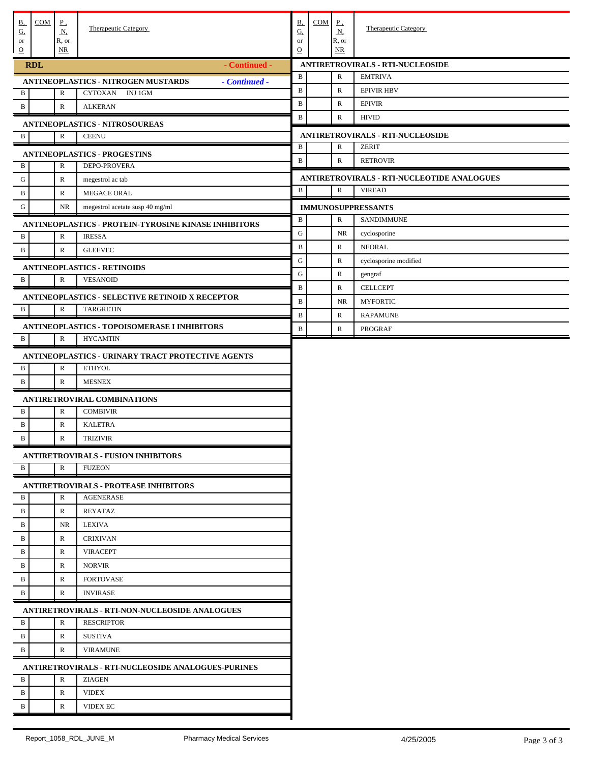| B, G, or O | COM | P, N, R, or NR | Therapeutic Category |
|---|---|---|---|
| **RDL** | | | **- Continued -** |
| **ANTINEOPLASTICS - NITROGEN MUSTARDS** | | | ***- Continued -*** |
| B | | R | CYTOXAN INJ 1GM |
| B | | R | ALKERAN |
| **ANTINEOPLASTICS - NITROSOUREAS** | | | |
| B | | R | CEENU |
| **ANTINEOPLASTICS - PROGESTINS** | | | |
| B | | R | DEPO-PROVERA |
| G | | R | megestrol ac tab |
| B | | R | MEGACE ORAL |
| G | | NR | megestrol acetate susp 40 mg/ml |
| **ANTINEOPLASTICS - PROTEIN-TYROSINE KINASE INHIBITORS** | | | |
| B | | R | IRESSA |
| B | | R | GLEEVEC |
| **ANTINEOPLASTICS - RETINOIDS** | | | |
| B | | R | VESANOID |
| **ANTINEOPLASTICS - SELECTIVE RETINOID X RECEPTOR** | | | |
| B | | R | TARGRETIN |
| **ANTINEOPLASTICS - TOPOISOMERASE I INHIBITORS** | | | |
| B | | R | HYCAMTIN |
| **ANTINEOPLASTICS - URINARY TRACT PROTECTIVE AGENTS** | | | |
| B | | R | ETHYOL |
| B | | R | MESNEX |
| **ANTIRETROVIRAL COMBINATIONS** | | | |
| B | | R | COMBIVIR |
| B | | R | KALETRA |
| B | | R | TRIZIVIR |
| **ANTIRETROVIRALS - FUSION INHIBITORS** | | | |
| B | | R | FUZEON |
| **ANTIRETROVIRALS - PROTEASE INHIBITORS** | | | |
| B | | R | AGENERASE |
| B | | R | REYATAZ |
| B | | NR | LEXIVA |
| B | | R | CRIXIVAN |
| B | | R | VIRACEPT |
| B | | R | NORVIR |
| B | | R | FORTOVASE |
| B | | R | INVIRASE |
| **ANTIRETROVIRALS - RTI-NON-NUCLEOSIDE ANALOGUES** | | | |
| B | | R | RESCRIPTOR |
| B | | R | SUSTIVA |
| B | | R | VIRAMUNE |
| **ANTIRETROVIRALS - RTI-NUCLEOSIDE ANALOGUES-PURINES** | | | |
| B | | R | ZIAGEN |
| B | | R | VIDEX |
| B | | R | VIDEX EC |
| **ANTIRETROVIRALS - RTI-NUCLEOSIDE** | | | |
| B | | R | EMTRIVA |
| B | | R | EPIVIR HBV |
| B | | R | EPIVIR |
| B | | R | HIVID |
| **ANTIRETROVIRALS - RTI-NUCLEOSIDE** | | | |
| B | | R | ZERIT |
| B | | R | RETROVIR |
| **ANTIRETROVIRALS - RTI-NUCLEOTIDE ANALOGUES** | | | |
| B | | R | VIREAD |
| **IMMUNOSUPPRESSANTS** | | | |
| B | | R | SANDIMMUNE |
| G | | NR | cyclosporine |
| B | | R | NEORAL |
| G | | R | cyclosporine modified |
| G | | R | gengraf |
| B | | R | CELLCEPT |
| B | | NR | MYFORTIC |
| B | | R | RAPAMUNE |
| B | | R | PROGRAF |

Report_1058_RDL_JUNE_M    Pharmacy Medical Services    4/25/2005